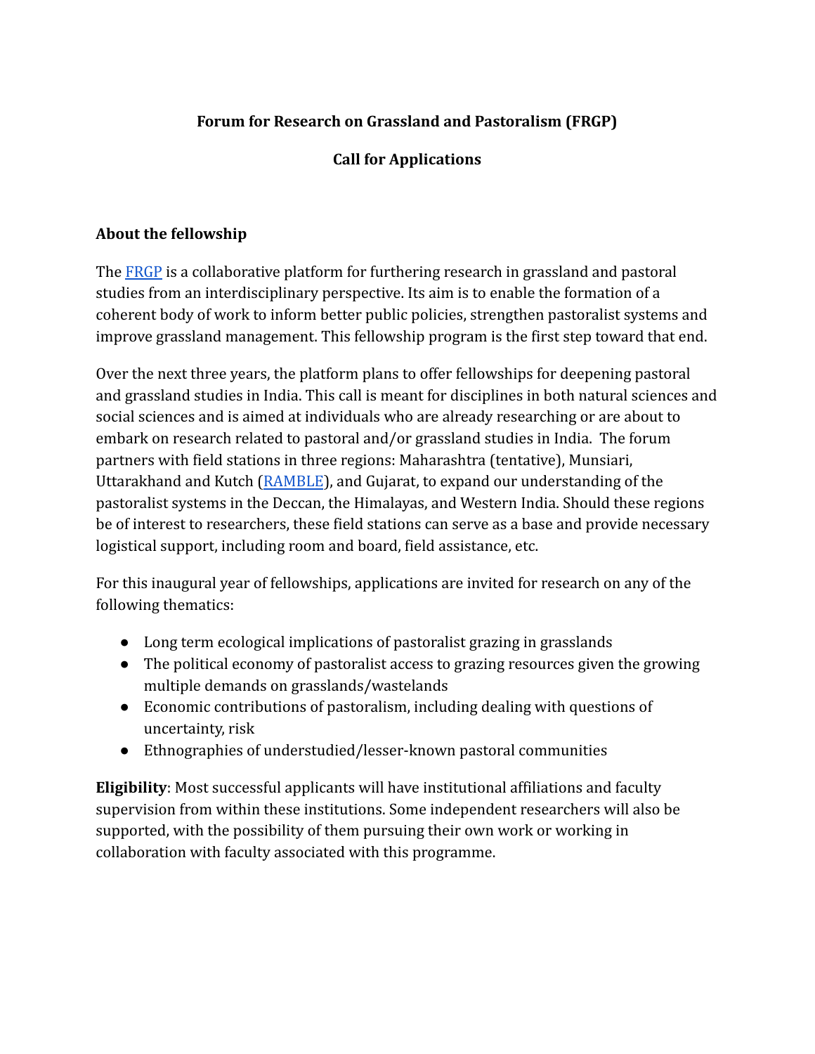**Forum for Research on Grassland and Pastoralism (FRGP)**

**Call for Applications**

## About the fellowship

The FRGP is a collaborative platform for furthering research in grassland and pastoral studies from an interdisciplinary perspective. Its aim is to enable the formation of a coherent body of work to inform better public policies, strengthen pastoralist systems and improve grassland management. This fellowship program is the first step toward that end.

Over the next three years, the platform plans to offer fellowships for deepening pastoral and grassland studies in India. This call is meant for disciplines in both natural sciences and social sciences and is aimed at individuals who are already researching or are about to embark on research related to pastoral and/or grassland studies in India. The forum partners with field stations in three regions: Maharashtra (tentative), Munsiari, Uttarakhand and Kutch (RAMBLE), and Gujarat, to expand our understanding of the pastoralist systems in the Deccan, the Himalayas, and Western India. Should these regions be of interest to researchers, these field stations can serve as a base and provide necessary logistical support, including room and board, field assistance, etc.

For this inaugural year of fellowships, applications are invited for research on any of the following thematics:

- Long term ecological implications of pastoralist grazing in grasslands
- The political economy of pastoralist access to grazing resources given the growing multiple demands on grasslands/wastelands
- Economic contributions of pastoralism, including dealing with questions of uncertainty, risk
- Ethnographies of understudied/lesser-known pastoral communities

**Eligibility**: Most successful applicants will have institutional affiliations and faculty supervision from within these institutions. Some independent researchers will also be supported, with the possibility of them pursuing their own work or working in collaboration with faculty associated with this programme.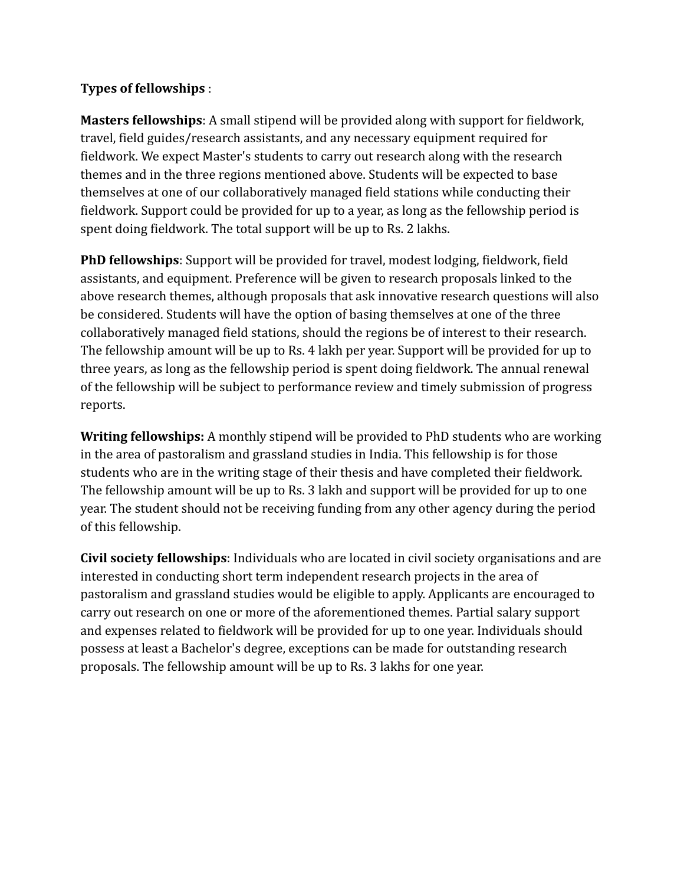**Types of fellowships** :

**Masters fellowships**: A small stipend will be provided along with support for fieldwork, travel, field guides/research assistants, and any necessary equipment required for fieldwork. We expect Master's students to carry out research along with the research themes and in the three regions mentioned above. Students will be expected to base themselves at one of our collaboratively managed field stations while conducting their fieldwork. Support could be provided for up to a year, as long as the fellowship period is spent doing fieldwork. The total support will be up to Rs. 2 lakhs.

**PhD fellowships**: Support will be provided for travel, modest lodging, fieldwork, field assistants, and equipment. Preference will be given to research proposals linked to the above research themes, although proposals that ask innovative research questions will also be considered. Students will have the option of basing themselves at one of the three collaboratively managed field stations, should the regions be of interest to their research. The fellowship amount will be up to Rs. 4 lakh per year. Support will be provided for up to three years, as long as the fellowship period is spent doing fieldwork. The annual renewal of the fellowship will be subject to performance review and timely submission of progress reports.

**Writing fellowships:** A monthly stipend will be provided to PhD students who are working in the area of pastoralism and grassland studies in India. This fellowship is for those students who are in the writing stage of their thesis and have completed their fieldwork. The fellowship amount will be up to Rs. 3 lakh and support will be provided for up to one year. The student should not be receiving funding from any other agency during the period of this fellowship.

**Civil society fellowships**: Individuals who are located in civil society organisations and are interested in conducting short term independent research projects in the area of pastoralism and grassland studies would be eligible to apply. Applicants are encouraged to carry out research on one or more of the aforementioned themes. Partial salary support and expenses related to fieldwork will be provided for up to one year. Individuals should possess at least a Bachelor's degree, exceptions can be made for outstanding research proposals. The fellowship amount will be up to Rs. 3 lakhs for one year.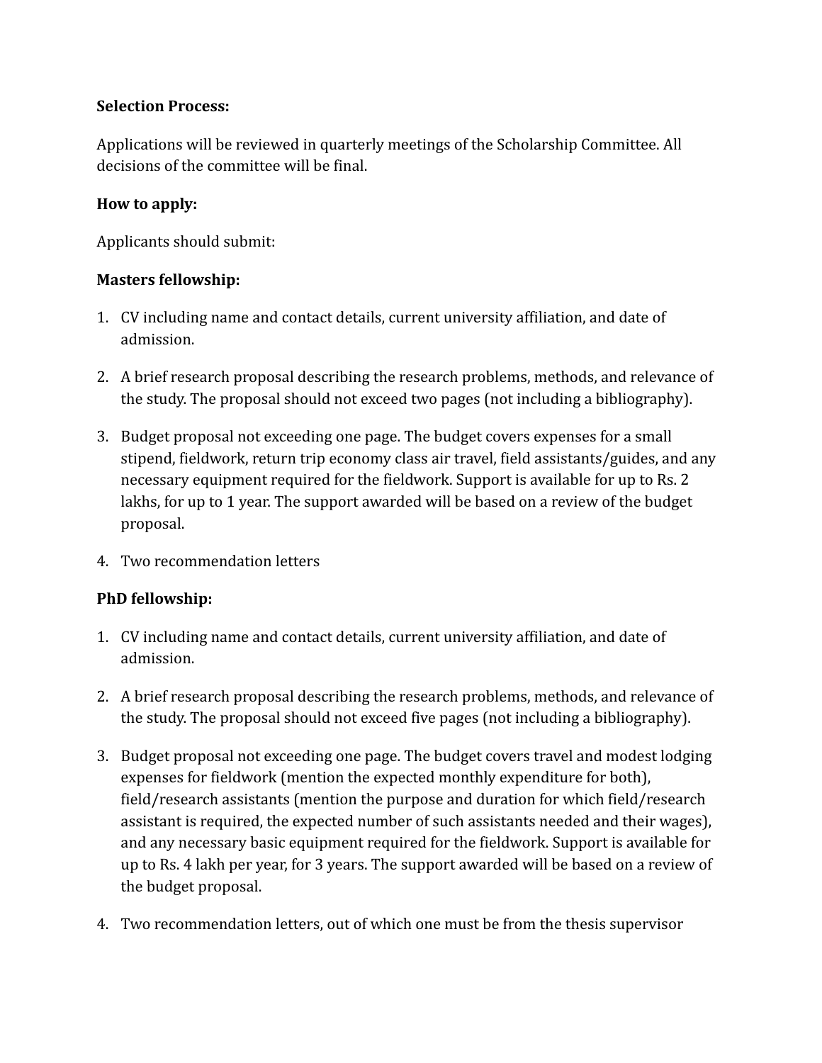**Selection Process:**

Applications will be reviewed in quarterly meetings of the Scholarship Committee. All decisions of the committee will be final.

**How to apply:**

Applicants should submit:

**Masters fellowship:**

1. CV including name and contact details, current university affiliation, and date of admission.
2. A brief research proposal describing the research problems, methods, and relevance of the study. The proposal should not exceed two pages (not including a bibliography).
3. Budget proposal not exceeding one page. The budget covers expenses for a small stipend, fieldwork, return trip economy class air travel, field assistants/guides, and any necessary equipment required for the fieldwork. Support is available for up to Rs. 2 lakhs, for up to 1 year. The support awarded will be based on a review of the budget proposal.
4. Two recommendation letters

**PhD fellowship:**

1. CV including name and contact details, current university affiliation, and date of admission.
2. A brief research proposal describing the research problems, methods, and relevance of the study. The proposal should not exceed five pages (not including a bibliography).
3. Budget proposal not exceeding one page. The budget covers travel and modest lodging expenses for fieldwork (mention the expected monthly expenditure for both), field/research assistants (mention the purpose and duration for which field/research assistant is required, the expected number of such assistants needed and their wages), and any necessary basic equipment required for the fieldwork. Support is available for up to Rs. 4 lakh per year, for 3 years. The support awarded will be based on a review of the budget proposal.
4. Two recommendation letters, out of which one must be from the thesis supervisor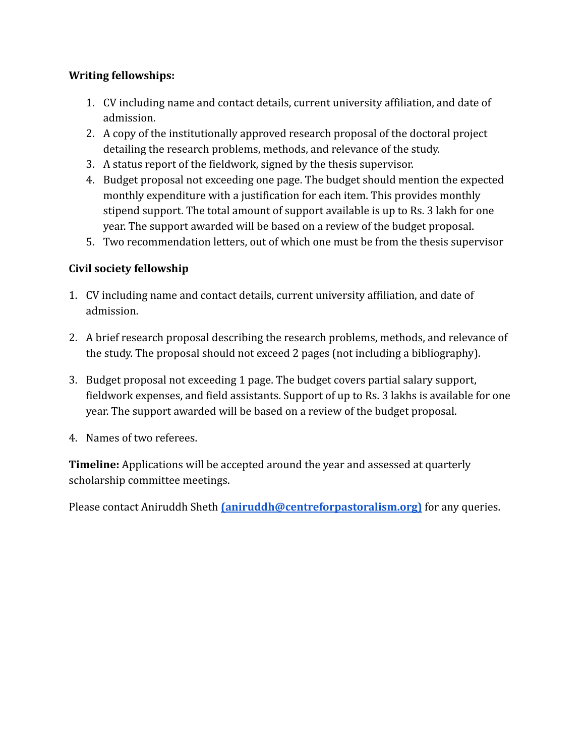**Writing fellowships:**

1. CV including name and contact details, current university affiliation, and date of admission.
2. A copy of the institutionally approved research proposal of the doctoral project detailing the research problems, methods, and relevance of the study.
3. A status report of the fieldwork, signed by the thesis supervisor.
4. Budget proposal not exceeding one page. The budget should mention the expected monthly expenditure with a justification for each item. This provides monthly stipend support. The total amount of support available is up to Rs. 3 lakh for one year. The support awarded will be based on a review of the budget proposal.
5. Two recommendation letters, out of which one must be from the thesis supervisor

**Civil society fellowship**

1. CV including name and contact details, current university affiliation, and date of admission.

2. A brief research proposal describing the research problems, methods, and relevance of the study. The proposal should not exceed 2 pages (not including a bibliography).

3. Budget proposal not exceeding 1 page. The budget covers partial salary support, fieldwork expenses, and field assistants. Support of up to Rs. 3 lakhs is available for one year. The support awarded will be based on a review of the budget proposal.

4. Names of two referees.

**Timeline:** Applications will be accepted around the year and assessed at quarterly scholarship committee meetings.

Please contact Aniruddh Sheth **(aniruddh@centreforpastoralism.org)** for any queries.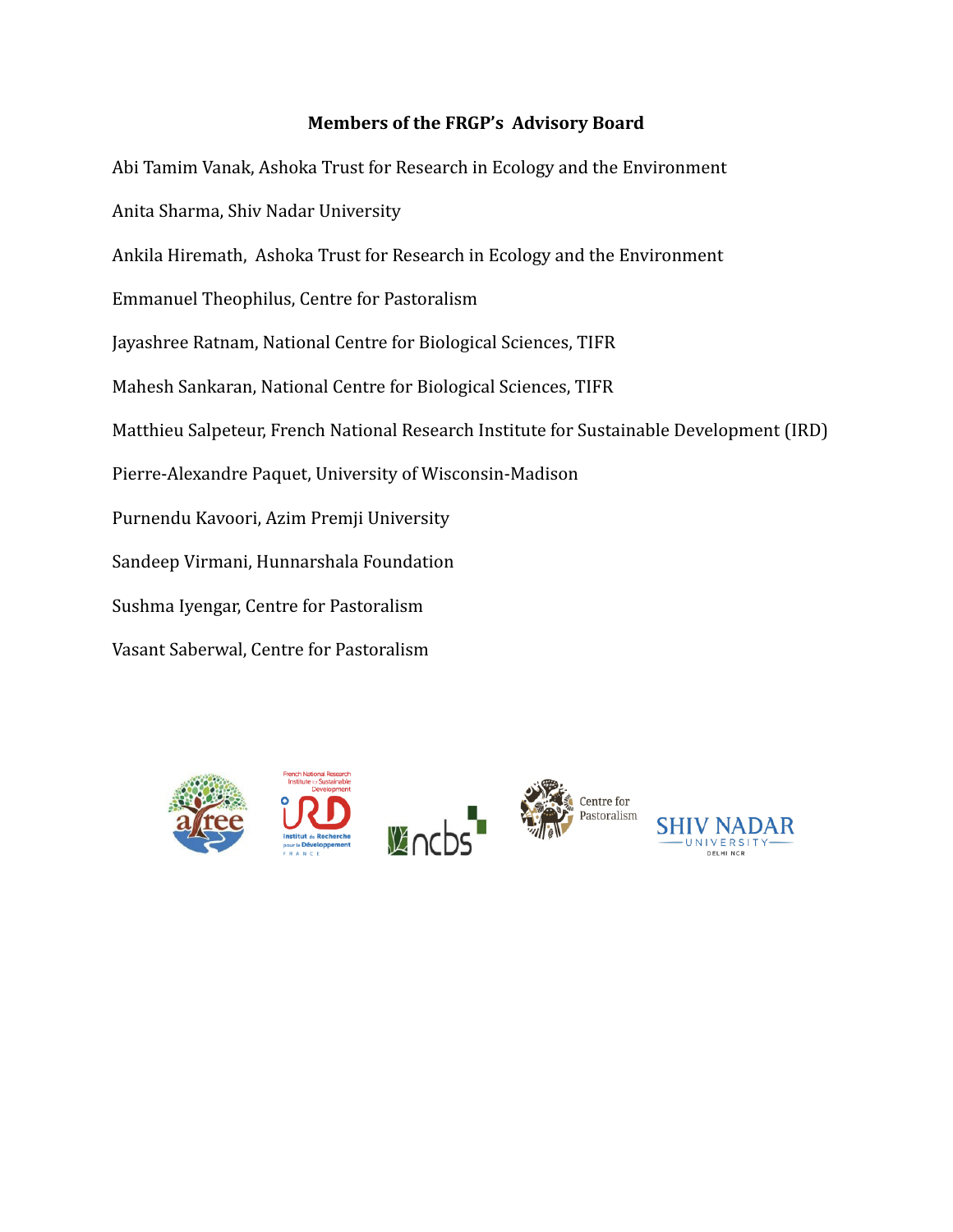## Members of the FRGP's Advisory Board

Abi Tamim Vanak, Ashoka Trust for Research in Ecology and the Environment

Anita Sharma, Shiv Nadar University

Ankila Hiremath, Ashoka Trust for Research in Ecology and the Environment

Emmanuel Theophilus, Centre for Pastoralism

Jayashree Ratnam, National Centre for Biological Sciences, TIFR

Mahesh Sankaran, National Centre for Biological Sciences, TIFR

Matthieu Salpeteur, French National Research Institute for Sustainable Development (IRD)

Pierre-Alexandre Paquet, University of Wisconsin-Madison

Purnendu Kavoori, Azim Premji University

Sandeep Virmani, Hunnarshala Foundation

Sushma Iyengar, Centre for Pastoralism

Vasant Saberwal, Centre for Pastoralism